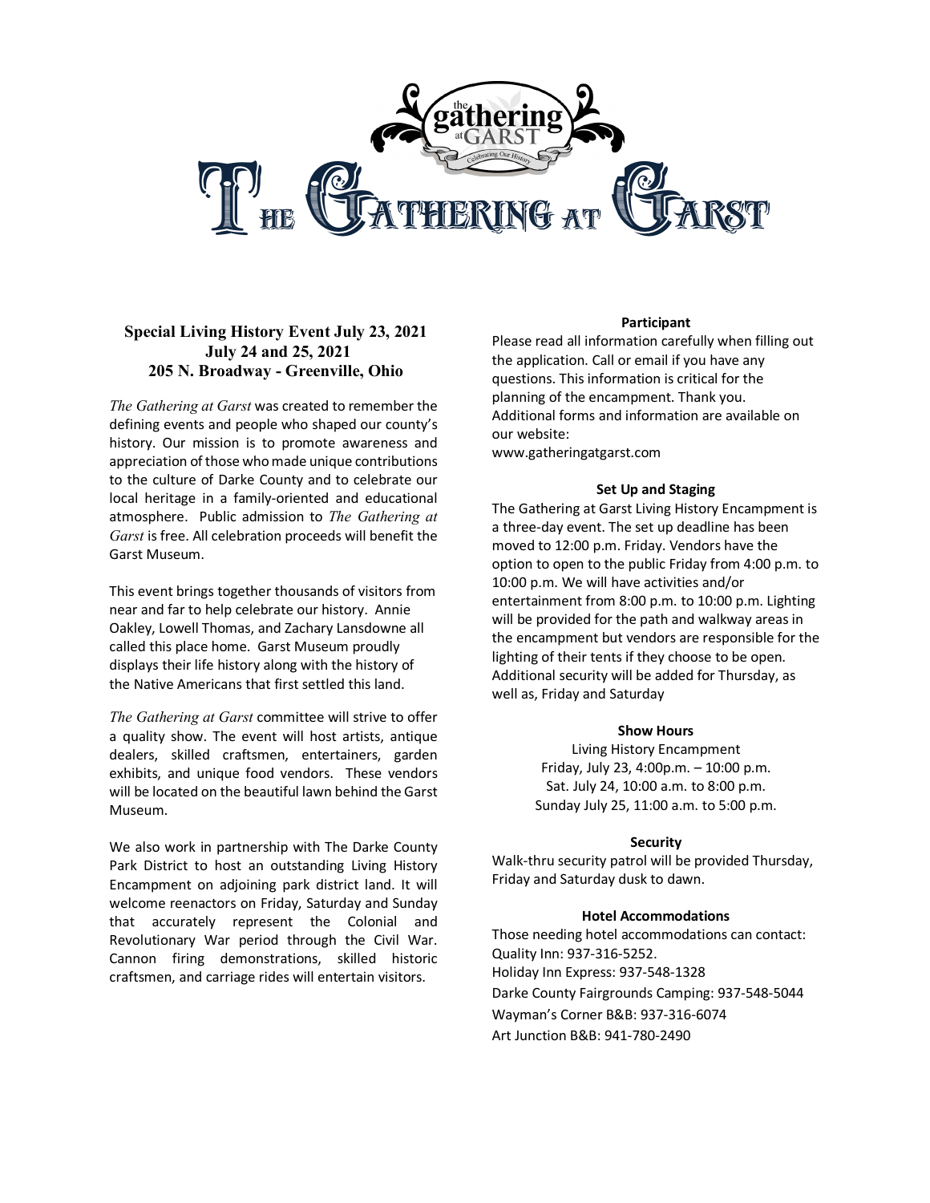# The Gathering at Garst

### Special Living History Event July 23, 2021
### July 24 and 25, 2021
### 205 N. Broadway - Greenville, Ohio

*The Gathering at Garst* was created to remember the defining events and people who shaped our county's history. Our mission is to promote awareness and appreciation of those who made unique contributions to the culture of Darke County and to celebrate our local heritage in a family-oriented and educational atmosphere. Public admission to *The Gathering at Garst* is free. All celebration proceeds will benefit the Garst Museum.

This event brings together thousands of visitors from near and far to help celebrate our history. Annie Oakley, Lowell Thomas, and Zachary Lansdowne all called this place home. Garst Museum proudly displays their life history along with the history of the Native Americans that first settled this land.

*The Gathering at Garst* committee will strive to offer a quality show. The event will host artists, antique dealers, skilled craftsmen, entertainers, garden exhibits, and unique food vendors. These vendors will be located on the beautiful lawn behind the Garst Museum.

We also work in partnership with The Darke County Park District to host an outstanding Living History Encampment on adjoining park district land. It will welcome reenactors on Friday, Saturday and Sunday that accurately represent the Colonial and Revolutionary War period through the Civil War. Cannon firing demonstrations, skilled historic craftsmen, and carriage rides will entertain visitors.

#### Participant

Please read all information carefully when filling out the application. Call or email if you have any questions. This information is critical for the planning of the encampment. Thank you. Additional forms and information are available on our website:
www.gatheringatgarst.com

#### Set Up and Staging

The Gathering at Garst Living History Encampment is a three-day event. The set up deadline has been moved to 12:00 p.m. Friday. Vendors have the option to open to the public Friday from 4:00 p.m. to 10:00 p.m. We will have activities and/or entertainment from 8:00 p.m. to 10:00 p.m. Lighting will be provided for the path and walkway areas in the encampment but vendors are responsible for the lighting of their tents if they choose to be open. Additional security will be added for Thursday, as well as, Friday and Saturday

#### Show Hours

Living History Encampment
Friday, July 23, 4:00p.m. – 10:00 p.m.
Sat. July 24, 10:00 a.m. to 8:00 p.m.
Sunday July 25, 11:00 a.m. to 5:00 p.m.

#### Security

Walk-thru security patrol will be provided Thursday, Friday and Saturday dusk to dawn.

#### Hotel Accommodations

Those needing hotel accommodations can contact:
Quality Inn: 937-316-5252.
Holiday Inn Express: 937-548-1328
Darke County Fairgrounds Camping: 937-548-5044
Wayman's Corner B&B: 937-316-6074
Art Junction B&B: 941-780-2490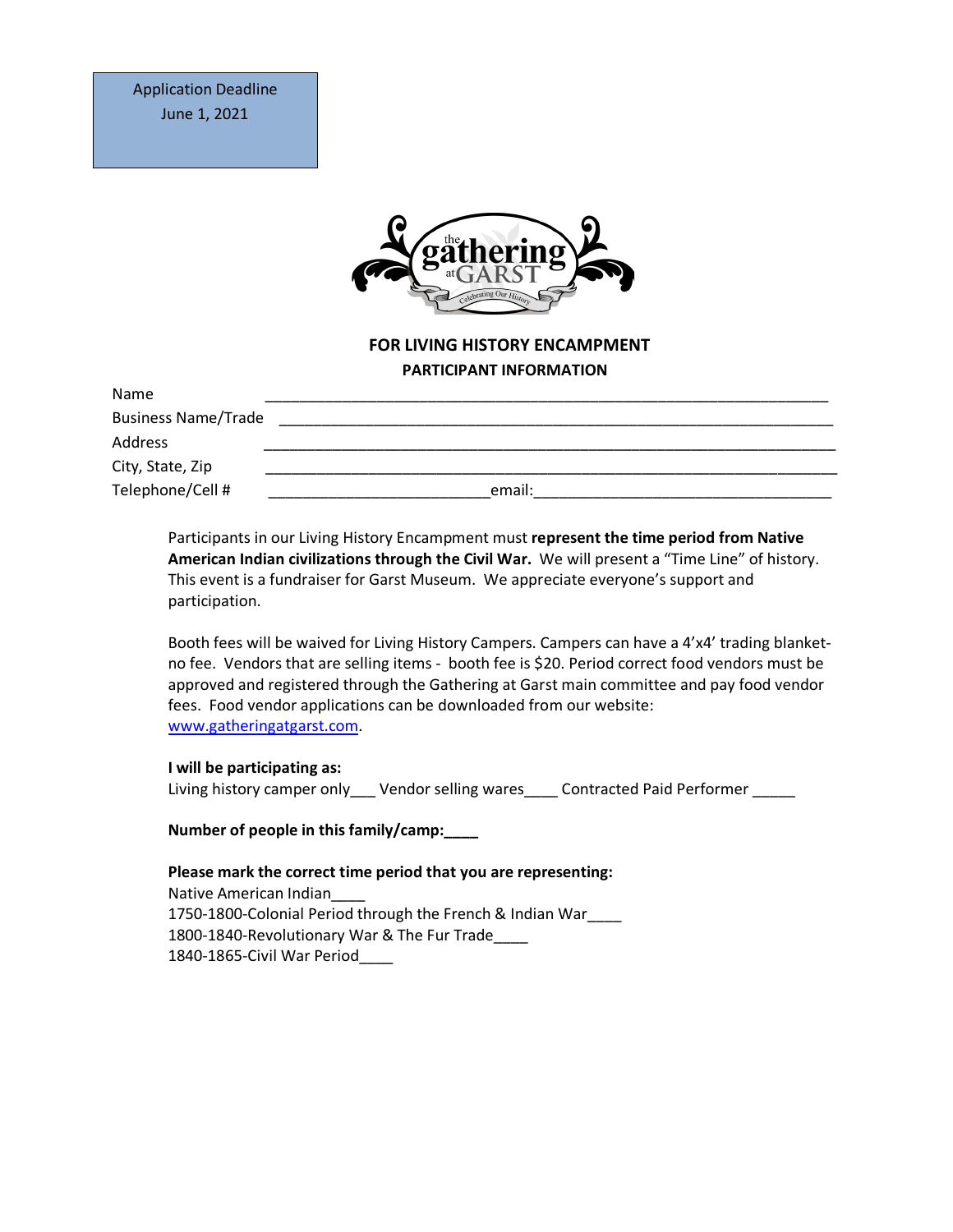Application Deadline
June 1, 2021

**FOR LIVING HISTORY ENCAMPMENT**
**PARTICIPANT INFORMATION**

Name ____________________________________________________________________

Business Name/Trade ____________________________________________________________________

Address ____________________________________________________________________

City, State, Zip ____________________________________________________________________

Telephone/Cell # __________________________email:___________________________________

Participants in our Living History Encampment must **represent the time period from Native American Indian civilizations through the Civil War.** We will present a "Time Line" of history. This event is a fundraiser for Garst Museum. We appreciate everyone's support and participation.

Booth fees will be waived for Living History Campers. Campers can have a 4'x4' trading blanket- no fee. Vendors that are selling items - booth fee is $20. Period correct food vendors must be approved and registered through the Gathering at Garst main committee and pay food vendor fees. Food vendor applications can be downloaded from our website: www.gatheringatgarst.com.

**I will be participating as:**
Living history camper only___ Vendor selling wares____ Contracted Paid Performer _____

**Number of people in this family/camp:____**

**Please mark the correct time period that you are representing:**
Native American Indian____
1750-1800-Colonial Period through the French & Indian War____
1800-1840-Revolutionary War & The Fur Trade____
1840-1865-Civil War Period____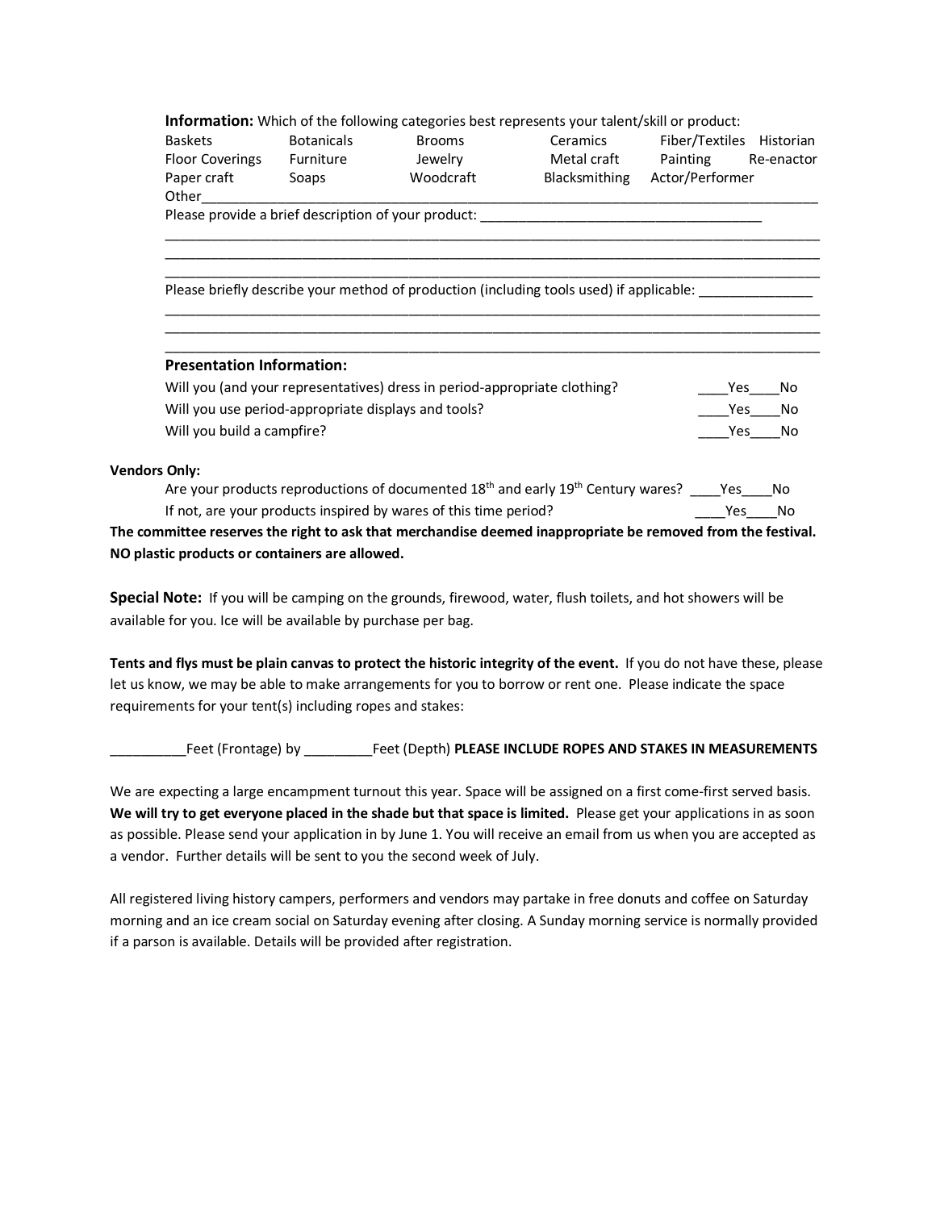**Information:** Which of the following categories best represents your talent/skill or product:

| | | | | | |
|---|---|---|---|---|---|
| Baskets | Botanicals | Brooms | Ceramics | Fiber/Textiles | Historian |
| Floor Coverings | Furniture | Jewelry | Metal craft | Painting | Re-enactor |
| Paper craft | Soaps | Woodcraft | Blacksmithing | Actor/Performer | |

Other_______________________________________________________________________________

Please provide a brief description of your product: ____________________________________

_____________________________________________________________________________________

_____________________________________________________________________________________

_____________________________________________________________________________________

Please briefly describe your method of production (including tools used) if applicable: _______________

_____________________________________________________________________________________

_____________________________________________________________________________________

_____________________________________________________________________________________

**Presentation Information:**

Will you (and your representatives) dress in period-appropriate clothing? ____Yes____No

Will you use period-appropriate displays and tools? ____Yes____No

Will you build a campfire? ____Yes____No

**Vendors Only:**

Are your products reproductions of documented 18th and early 19th Century wares? ____Yes____No

If not, are your products inspired by wares of this time period? ____Yes____No

**The committee reserves the right to ask that merchandise deemed inappropriate be removed from the festival. NO plastic products or containers are allowed.**

**Special Note:** If you will be camping on the grounds, firewood, water, flush toilets, and hot showers will be available for you. Ice will be available by purchase per bag.

**Tents and flys must be plain canvas to protect the historic integrity of the event.** If you do not have these, please let us know, we may be able to make arrangements for you to borrow or rent one. Please indicate the space requirements for your tent(s) including ropes and stakes:

__________Feet (Frontage) by _________Feet (Depth) **PLEASE INCLUDE ROPES AND STAKES IN MEASUREMENTS**

We are expecting a large encampment turnout this year. Space will be assigned on a first come-first served basis. **We will try to get everyone placed in the shade but that space is limited.** Please get your applications in as soon as possible. Please send your application in by June 1. You will receive an email from us when you are accepted as a vendor. Further details will be sent to you the second week of July.

All registered living history campers, performers and vendors may partake in free donuts and coffee on Saturday morning and an ice cream social on Saturday evening after closing. A Sunday morning service is normally provided if a person is available. Details will be provided after registration.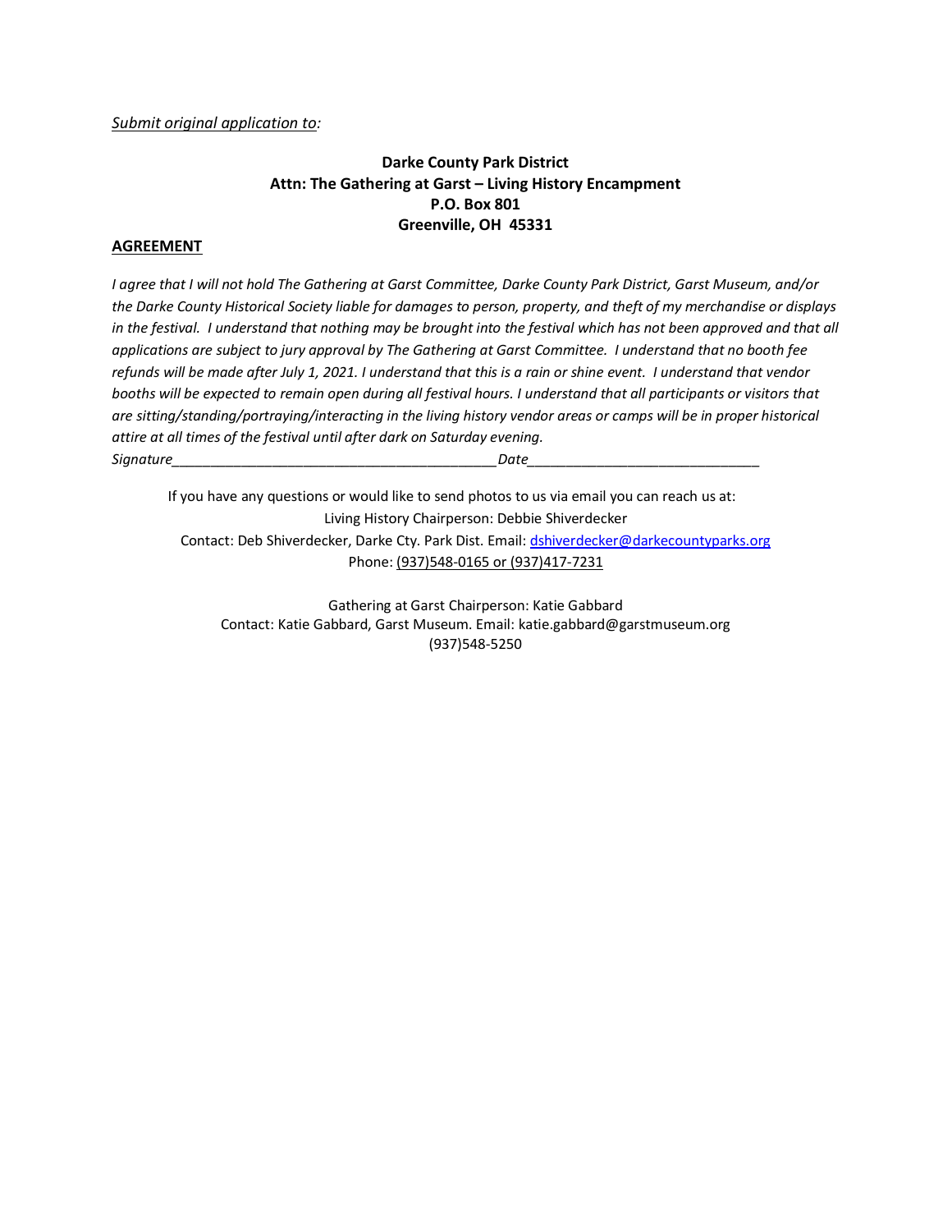*Submit original application to:*

**Darke County Park District**
**Attn: The Gathering at Garst – Living History Encampment**
**P.O. Box 801**
**Greenville, OH 45331**

**AGREEMENT**

*I agree that I will not hold The Gathering at Garst Committee, Darke County Park District, Garst Museum, and/or the Darke County Historical Society liable for damages to person, property, and theft of my merchandise or displays in the festival. I understand that nothing may be brought into the festival which has not been approved and that all applications are subject to jury approval by The Gathering at Garst Committee. I understand that no booth fee refunds will be made after July 1, 2021. I understand that this is a rain or shine event. I understand that vendor booths will be expected to remain open during all festival hours. I understand that all participants or visitors that are sitting/standing/portraying/interacting in the living history vendor areas or camps will be in proper historical attire at all times of the festival until after dark on Saturday evening.*

*Signature*\_\_\_\_\_\_\_\_\_\_\_\_\_\_\_\_\_\_\_\_\_\_\_\_\_\_\_\_\_\_\_\_\_\_\_\_\_\_\_\_*Date*\_\_\_\_\_\_\_\_\_\_\_\_\_\_\_\_\_\_\_\_\_\_\_\_\_\_\_\_\_\_

If you have any questions or would like to send photos to us via email you can reach us at:
Living History Chairperson: Debbie Shiverdecker
Contact: Deb Shiverdecker, Darke Cty. Park Dist. Email: dshiverdecker@darkecountyparks.org
Phone: (937)548-0165 or (937)417-7231

Gathering at Garst Chairperson: Katie Gabbard
Contact: Katie Gabbard, Garst Museum. Email: katie.gabbard@garstmuseum.org
(937)548-5250